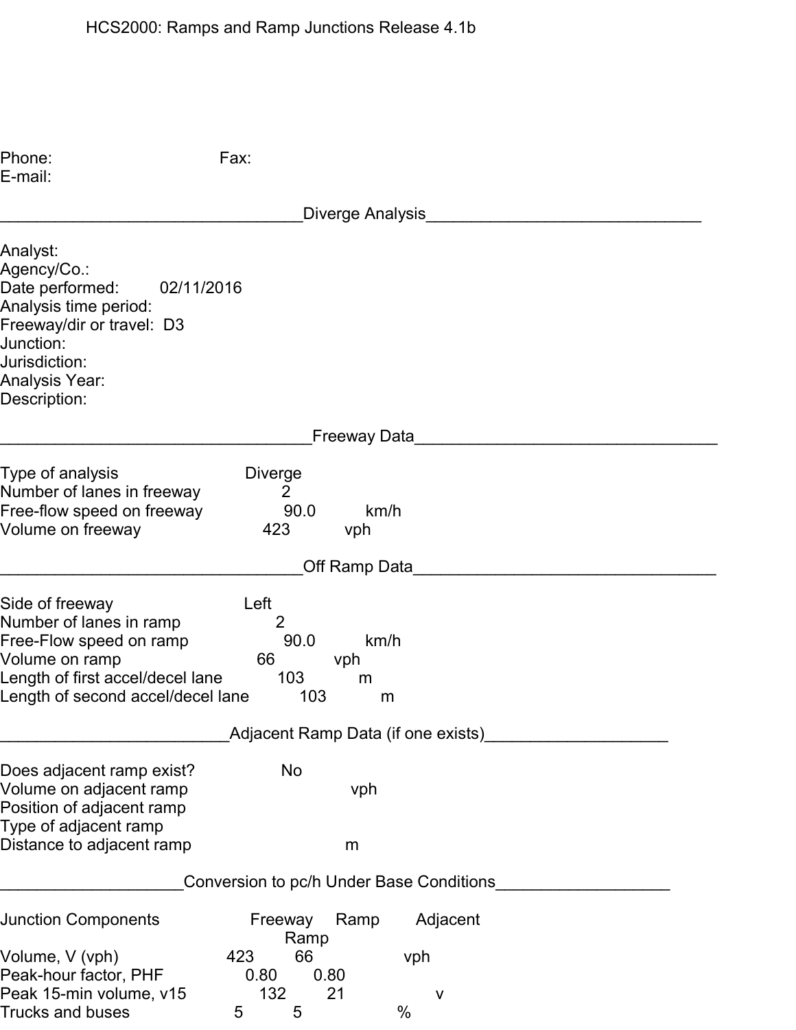HCS2000: Ramps and Ramp Junctions Release 4.1b

Phone: Fax:
E-mail:

## Diverge Analysis

Analyst:
Agency/Co.:
Date performed: 02/11/2016
Analysis time period:
Freeway/dir or travel: D3
Junction:
Jurisdiction:
Analysis Year:
Description:

## Freeway Data

| | | |
|---|---|---|
| Type of analysis | Diverge | |
| Number of lanes in freeway | 2 | |
| Free-flow speed on freeway | 90.0 | km/h |
| Volume on freeway | 423 | vph |

## Off Ramp Data

| | | |
|---|---|---|
| Side of freeway | Left | |
| Number of lanes in ramp | 2 | |
| Free-Flow speed on ramp | 90.0 | km/h |
| Volume on ramp | 66 | vph |
| Length of first accel/decel lane | 103 | m |
| Length of second accel/decel lane | 103 | m |

## Adjacent Ramp Data (if one exists)

| | | |
|---|---|---|
| Does adjacent ramp exist? | No | |
| Volume on adjacent ramp | | vph |
| Position of adjacent ramp | | |
| Type of adjacent ramp | | |
| Distance to adjacent ramp | | m |

## Conversion to pc/h Under Base Conditions

| Junction Components | Freeway | Ramp | Adjacent Ramp | |
|---|---|---|---|---|
| Volume, V (vph) | 423 | 66 | | vph |
| Peak-hour factor, PHF | 0.80 | 0.80 | | |
| Peak 15-min volume, v15 | 132 | 21 | | v |
| Trucks and buses | 5 | 5 | | % |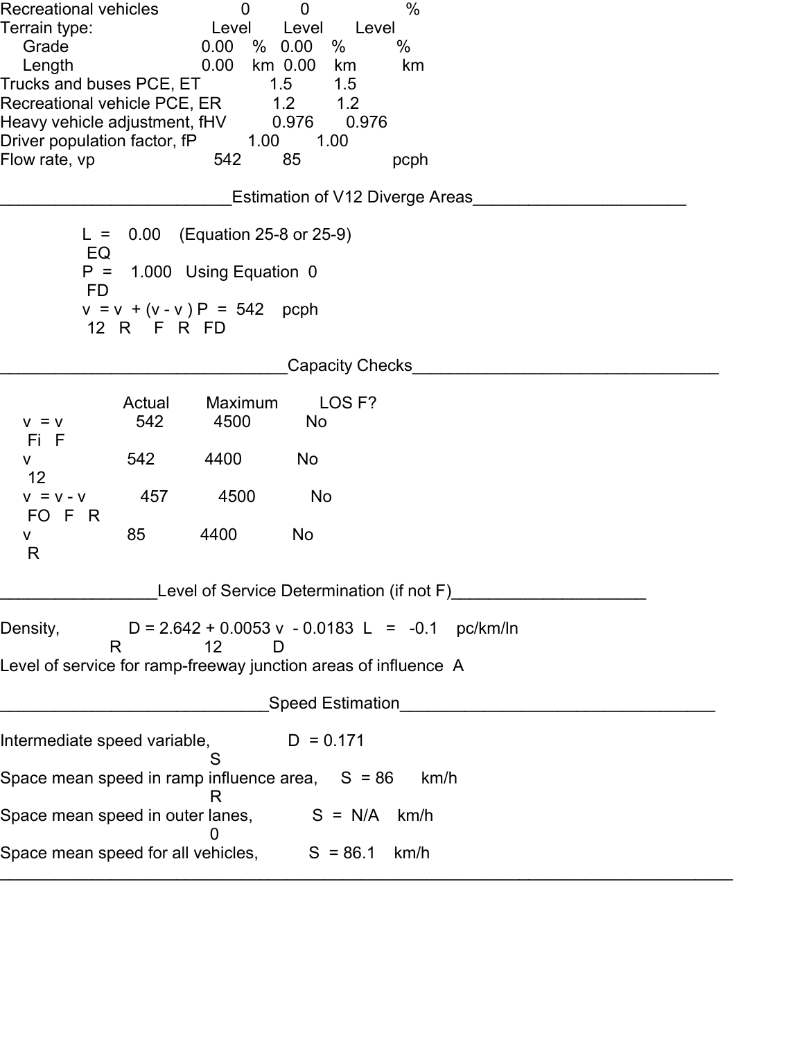| | | | | |
|---|---|---|---|---|
| Recreational vehicles | 0 | 0 | | % |
| Terrain type: | Level | Level | Level | |
| Grade | 0.00 % | 0.00 % | | % |
| Length | 0.00 km | 0.00 km | | km |
| Trucks and buses PCE, ET | 1.5 | 1.5 | | |
| Recreational vehicle PCE, ER | 1.2 | 1.2 | | |
| Heavy vehicle adjustment, fHV | 0.976 | 0.976 | | |
| Driver population factor, fP | 1.00 | 1.00 | | |
| Flow rate, vp | 542 | 85 | | pcph |

## Estimation of V12 Diverge Areas

$L_{EQ}$ = 0.00 (Equation 25-8 or 25-9)

$P_{FD}$ = 1.000 Using Equation 0

$v_{12} = v_R + (v_F - v_R) P_{FD}$ = 542 pcph

## Capacity Checks

| | Actual | Maximum | LOS F? |
|---|---|---|---|
| $v_{Fi} = v_F$ | 542 | 4500 | No |
| $v_{12}$ | 542 | 4400 | No |
| $v_{FO} = v_F - v_R$ | 457 | 4500 | No |
| $v_R$ | 85 | 4400 | No |

## Level of Service Determination (if not F)

Density, $D_R = 2.642 + 0.0053 v_{12} - 0.0183 L_D$ = -0.1 pc/km/ln

Level of service for ramp-freeway junction areas of influence A

## Speed Estimation

Intermediate speed variable, $D_S$ = 0.171

Space mean speed in ramp influence area, $S_R$ = 86 km/h

Space mean speed in outer lanes, $S_0$ = N/A km/h

Space mean speed for all vehicles, S = 86.1 km/h